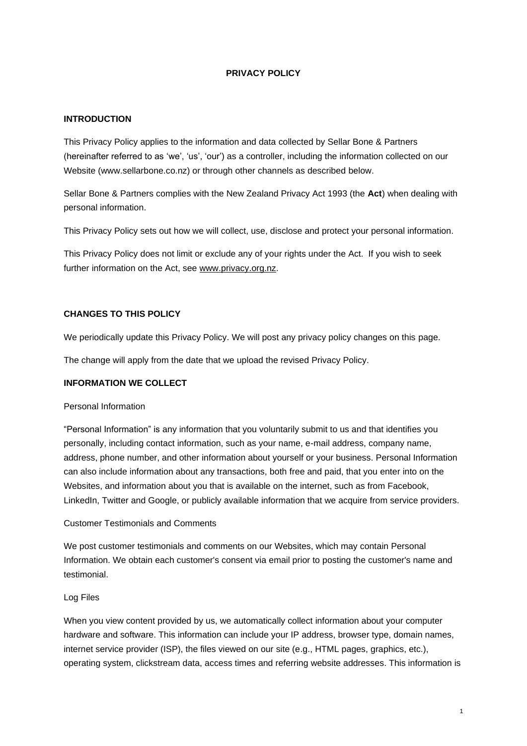# PRIVACY POLICY

## INTRODUCTION

This Privacy Policy applies to the information and data collected by Sellar Bone & Partners (hereinafter referred to as 'we', 'us', 'our') as a controller, including the information collected on our Website (www.sellarbone.co.nz) or through other channels as described below.

Sellar Bone & Partners complies with the New Zealand Privacy Act 1993 (the **Act**) when dealing with personal information.

This Privacy Policy sets out how we will collect, use, disclose and protect your personal information.

This Privacy Policy does not limit or exclude any of your rights under the Act. If you wish to seek further information on the Act, see www.privacy.org.nz.

## CHANGES TO THIS POLICY

We periodically update this Privacy Policy. We will post any privacy policy changes on this page.

The change will apply from the date that we upload the revised Privacy Policy.

## INFORMATION WE COLLECT

Personal Information

"Personal Information" is any information that you voluntarily submit to us and that identifies you personally, including contact information, such as your name, e-mail address, company name, address, phone number, and other information about yourself or your business. Personal Information can also include information about any transactions, both free and paid, that you enter into on the Websites, and information about you that is available on the internet, such as from Facebook, LinkedIn, Twitter and Google, or publicly available information that we acquire from service providers.

Customer Testimonials and Comments

We post customer testimonials and comments on our Websites, which may contain Personal Information. We obtain each customer's consent via email prior to posting the customer's name and testimonial.

Log Files

When you view content provided by us, we automatically collect information about your computer hardware and software. This information can include your IP address, browser type, domain names, internet service provider (ISP), the files viewed on our site (e.g., HTML pages, graphics, etc.), operating system, clickstream data, access times and referring website addresses. This information is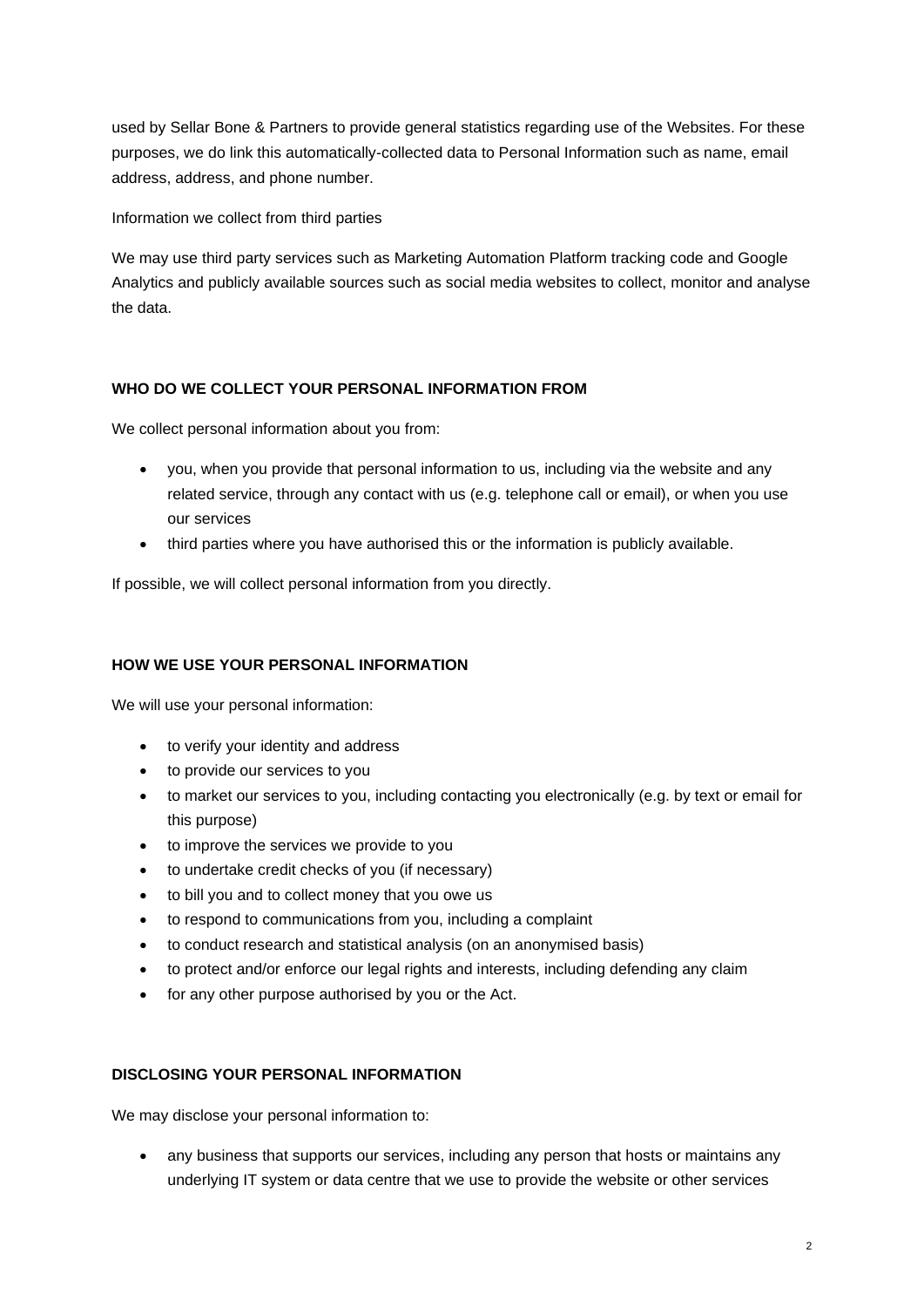used by Sellar Bone & Partners to provide general statistics regarding use of the Websites. For these purposes, we do link this automatically-collected data to Personal Information such as name, email address, address, and phone number.

Information we collect from third parties

We may use third party services such as Marketing Automation Platform tracking code and Google Analytics and publicly available sources such as social media websites to collect, monitor and analyse the data.

## WHO DO WE COLLECT YOUR PERSONAL INFORMATION FROM

We collect personal information about you from:

- you, when you provide that personal information to us, including via the website and any related service, through any contact with us (e.g. telephone call or email), or when you use our services
- third parties where you have authorised this or the information is publicly available.

If possible, we will collect personal information from you directly.

## HOW WE USE YOUR PERSONAL INFORMATION

We will use your personal information:

- to verify your identity and address
- to provide our services to you
- to market our services to you, including contacting you electronically (e.g. by text or email for this purpose)
- to improve the services we provide to you
- to undertake credit checks of you (if necessary)
- to bill you and to collect money that you owe us
- to respond to communications from you, including a complaint
- to conduct research and statistical analysis (on an anonymised basis)
- to protect and/or enforce our legal rights and interests, including defending any claim
- for any other purpose authorised by you or the Act.

## DISCLOSING YOUR PERSONAL INFORMATION

We may disclose your personal information to:

- any business that supports our services, including any person that hosts or maintains any underlying IT system or data centre that we use to provide the website or other services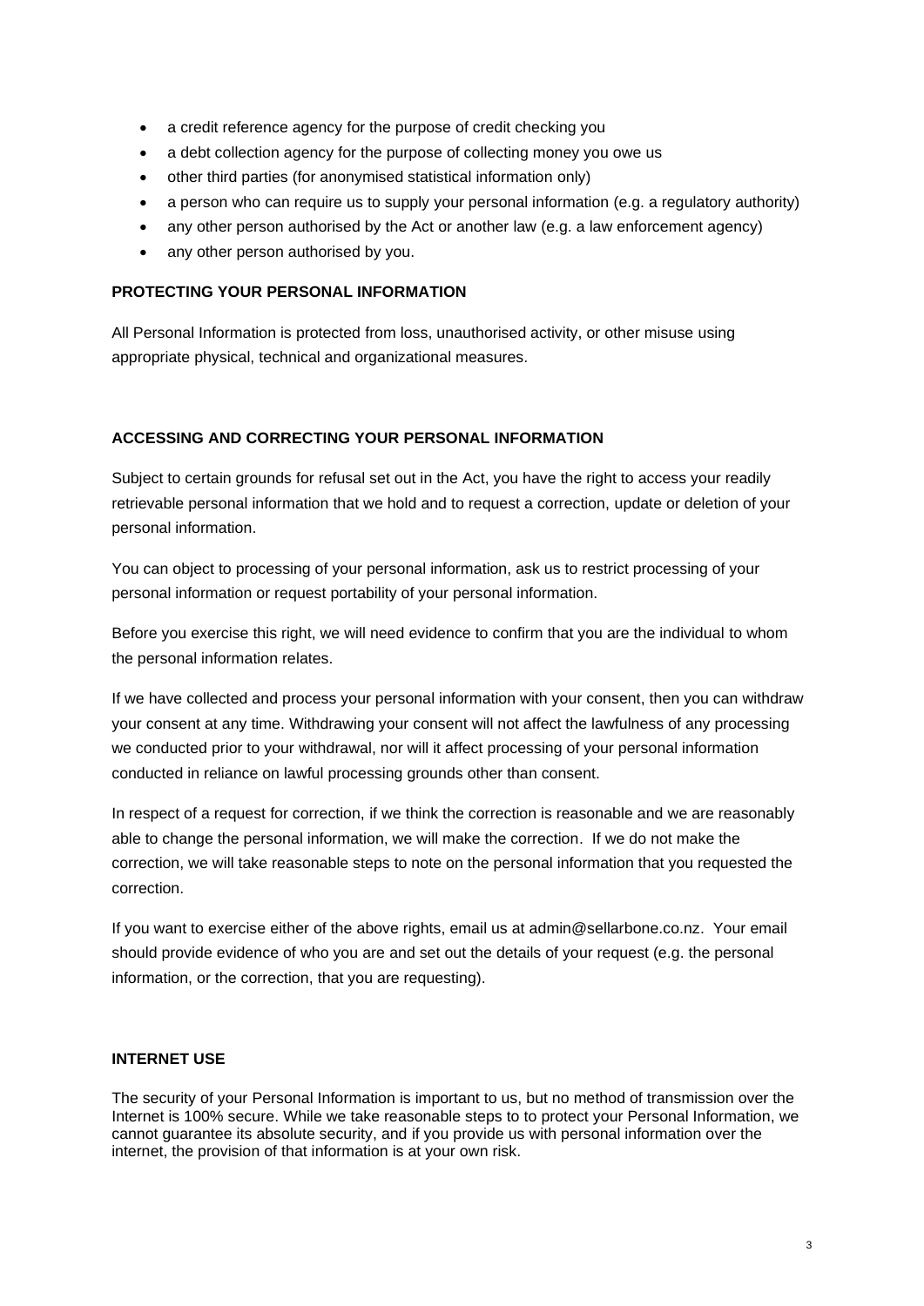- a credit reference agency for the purpose of credit checking you
- a debt collection agency for the purpose of collecting money you owe us
- other third parties (for anonymised statistical information only)
- a person who can require us to supply your personal information (e.g. a regulatory authority)
- any other person authorised by the Act or another law (e.g. a law enforcement agency)
- any other person authorised by you.

**PROTECTING YOUR PERSONAL INFORMATION**

All Personal Information is protected from loss, unauthorised activity, or other misuse using appropriate physical, technical and organizational measures.

**ACCESSING AND CORRECTING YOUR PERSONAL INFORMATION**

Subject to certain grounds for refusal set out in the Act, you have the right to access your readily retrievable personal information that we hold and to request a correction, update or deletion of your personal information.

You can object to processing of your personal information, ask us to restrict processing of your personal information or request portability of your personal information.

Before you exercise this right, we will need evidence to confirm that you are the individual to whom the personal information relates.

If we have collected and process your personal information with your consent, then you can withdraw your consent at any time. Withdrawing your consent will not affect the lawfulness of any processing we conducted prior to your withdrawal, nor will it affect processing of your personal information conducted in reliance on lawful processing grounds other than consent.

In respect of a request for correction, if we think the correction is reasonable and we are reasonably able to change the personal information, we will make the correction. If we do not make the correction, we will take reasonable steps to note on the personal information that you requested the correction.

If you want to exercise either of the above rights, email us at admin@sellarbone.co.nz. Your email should provide evidence of who you are and set out the details of your request (e.g. the personal information, or the correction, that you are requesting).

**INTERNET USE**

The security of your Personal Information is important to us, but no method of transmission over the Internet is 100% secure. While we take reasonable steps to to protect your Personal Information, we cannot guarantee its absolute security, and if you provide us with personal information over the internet, the provision of that information is at your own risk.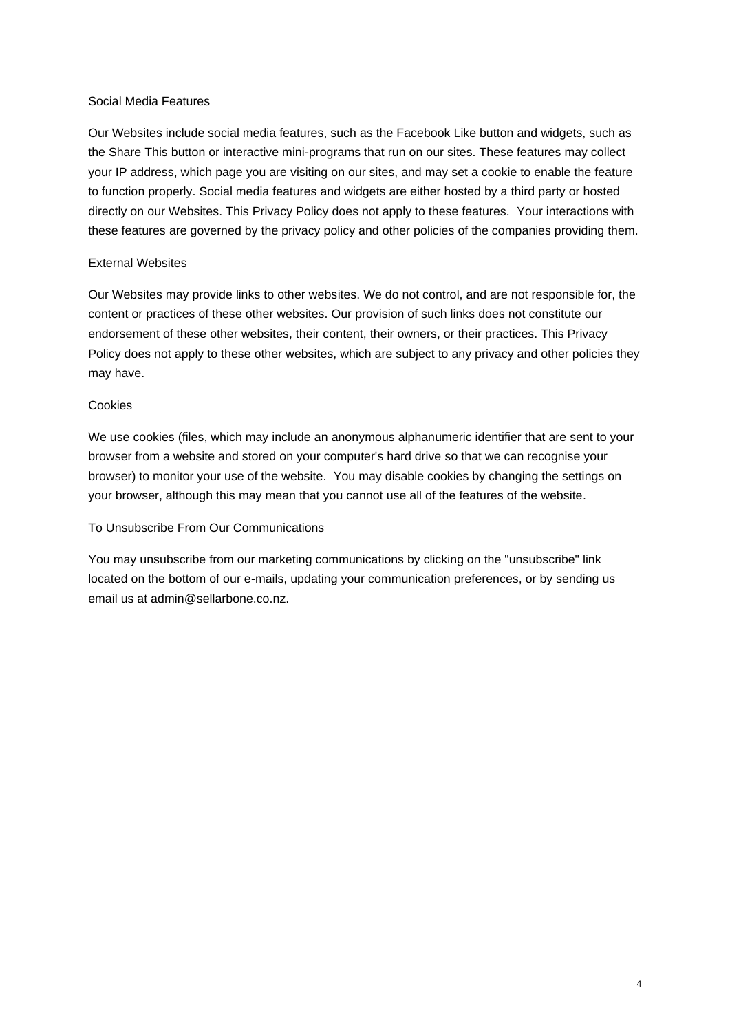## Social Media Features

Our Websites include social media features, such as the Facebook Like button and widgets, such as the Share This button or interactive mini-programs that run on our sites. These features may collect your IP address, which page you are visiting on our sites, and may set a cookie to enable the feature to function properly. Social media features and widgets are either hosted by a third party or hosted directly on our Websites. This Privacy Policy does not apply to these features. Your interactions with these features are governed by the privacy policy and other policies of the companies providing them.

## External Websites

Our Websites may provide links to other websites. We do not control, and are not responsible for, the content or practices of these other websites. Our provision of such links does not constitute our endorsement of these other websites, their content, their owners, or their practices. This Privacy Policy does not apply to these other websites, which are subject to any privacy and other policies they may have.

## Cookies

We use cookies (files, which may include an anonymous alphanumeric identifier that are sent to your browser from a website and stored on your computer's hard drive so that we can recognise your browser) to monitor your use of the website. You may disable cookies by changing the settings on your browser, although this may mean that you cannot use all of the features of the website.

## To Unsubscribe From Our Communications

You may unsubscribe from our marketing communications by clicking on the "unsubscribe" link located on the bottom of our e-mails, updating your communication preferences, or by sending us email us at admin@sellarbone.co.nz.